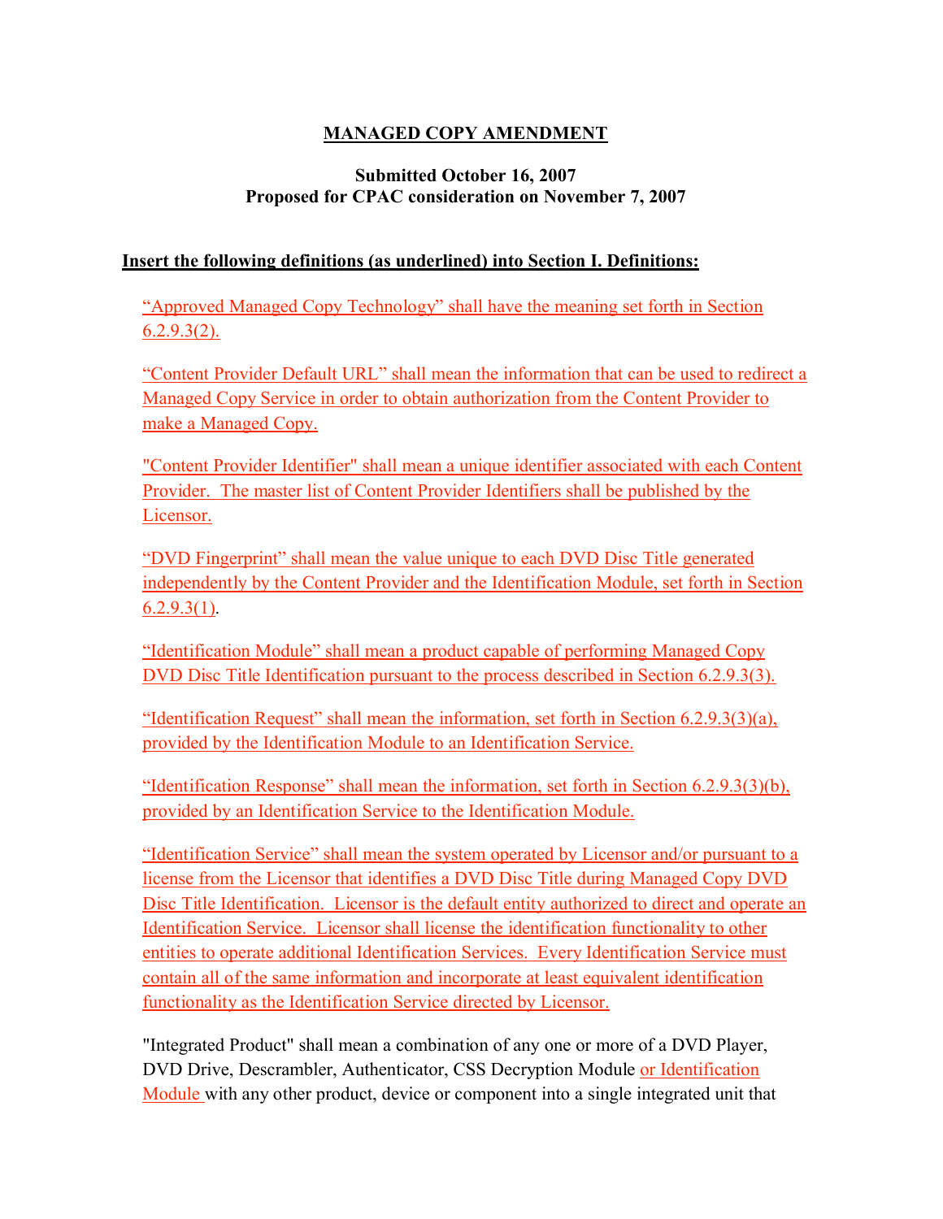## MANAGED COPY AMENDMENT

**Submitted October 16, 2007**
**Proposed for CPAC consideration on November 7, 2007**

**Insert the following definitions (as underlined) into Section I. Definitions:**

"Approved Managed Copy Technology" shall have the meaning set forth in Section 6.2.9.3(2).

"Content Provider Default URL" shall mean the information that can be used to redirect a Managed Copy Service in order to obtain authorization from the Content Provider to make a Managed Copy.

"Content Provider Identifier" shall mean a unique identifier associated with each Content Provider. The master list of Content Provider Identifiers shall be published by the Licensor.

"DVD Fingerprint" shall mean the value unique to each DVD Disc Title generated independently by the Content Provider and the Identification Module, set forth in Section 6.2.9.3(1).

"Identification Module" shall mean a product capable of performing Managed Copy DVD Disc Title Identification pursuant to the process described in Section 6.2.9.3(3).

"Identification Request" shall mean the information, set forth in Section 6.2.9.3(3)(a), provided by the Identification Module to an Identification Service.

"Identification Response" shall mean the information, set forth in Section 6.2.9.3(3)(b), provided by an Identification Service to the Identification Module.

"Identification Service" shall mean the system operated by Licensor and/or pursuant to a license from the Licensor that identifies a DVD Disc Title during Managed Copy DVD Disc Title Identification. Licensor is the default entity authorized to direct and operate an Identification Service. Licensor shall license the identification functionality to other entities to operate additional Identification Services. Every Identification Service must contain all of the same information and incorporate at least equivalent identification functionality as the Identification Service directed by Licensor.

"Integrated Product" shall mean a combination of any one or more of a DVD Player, DVD Drive, Descrambler, Authenticator, CSS Decryption Module or Identification Module with any other product, device or component into a single integrated unit that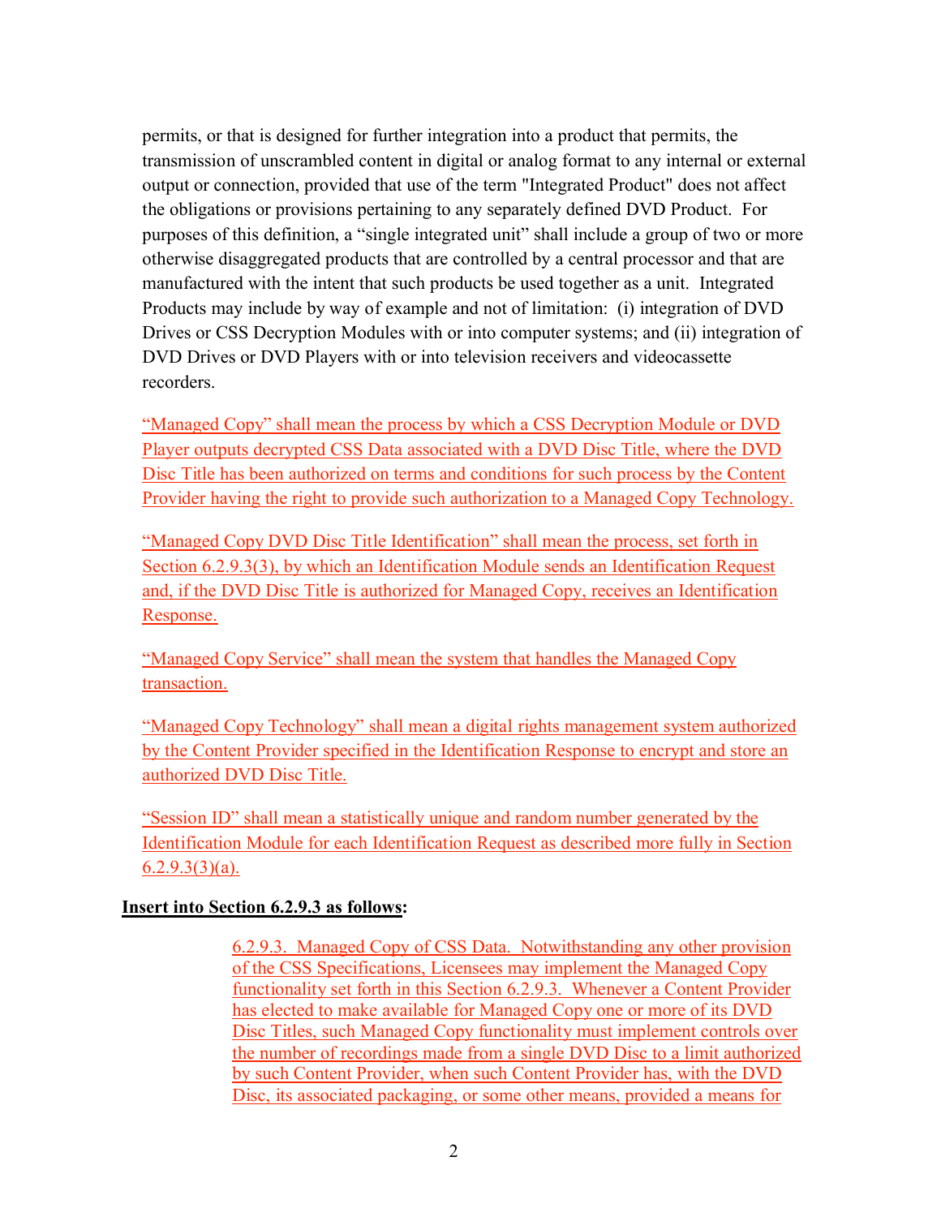permits, or that is designed for further integration into a product that permits, the transmission of unscrambled content in digital or analog format to any internal or external output or connection, provided that use of the term "Integrated Product" does not affect the obligations or provisions pertaining to any separately defined DVD Product. For purposes of this definition, a "single integrated unit" shall include a group of two or more otherwise disaggregated products that are controlled by a central processor and that are manufactured with the intent that such products be used together as a unit. Integrated Products may include by way of example and not of limitation: (i) integration of DVD Drives or CSS Decryption Modules with or into computer systems; and (ii) integration of DVD Drives or DVD Players with or into television receivers and videocassette recorders.

"Managed Copy" shall mean the process by which a CSS Decryption Module or DVD Player outputs decrypted CSS Data associated with a DVD Disc Title, where the DVD Disc Title has been authorized on terms and conditions for such process by the Content Provider having the right to provide such authorization to a Managed Copy Technology.

"Managed Copy DVD Disc Title Identification" shall mean the process, set forth in Section 6.2.9.3(3), by which an Identification Module sends an Identification Request and, if the DVD Disc Title is authorized for Managed Copy, receives an Identification Response.

"Managed Copy Service" shall mean the system that handles the Managed Copy transaction.

"Managed Copy Technology" shall mean a digital rights management system authorized by the Content Provider specified in the Identification Response to encrypt and store an authorized DVD Disc Title.

"Session ID" shall mean a statistically unique and random number generated by the Identification Module for each Identification Request as described more fully in Section 6.2.9.3(3)(a).

**Insert into Section 6.2.9.3 as follows:**

> 6.2.9.3. Managed Copy of CSS Data. Notwithstanding any other provision of the CSS Specifications, Licensees may implement the Managed Copy functionality set forth in this Section 6.2.9.3. Whenever a Content Provider has elected to make available for Managed Copy one or more of its DVD Disc Titles, such Managed Copy functionality must implement controls over the number of recordings made from a single DVD Disc to a limit authorized by such Content Provider, when such Content Provider has, with the DVD Disc, its associated packaging, or some other means, provided a means for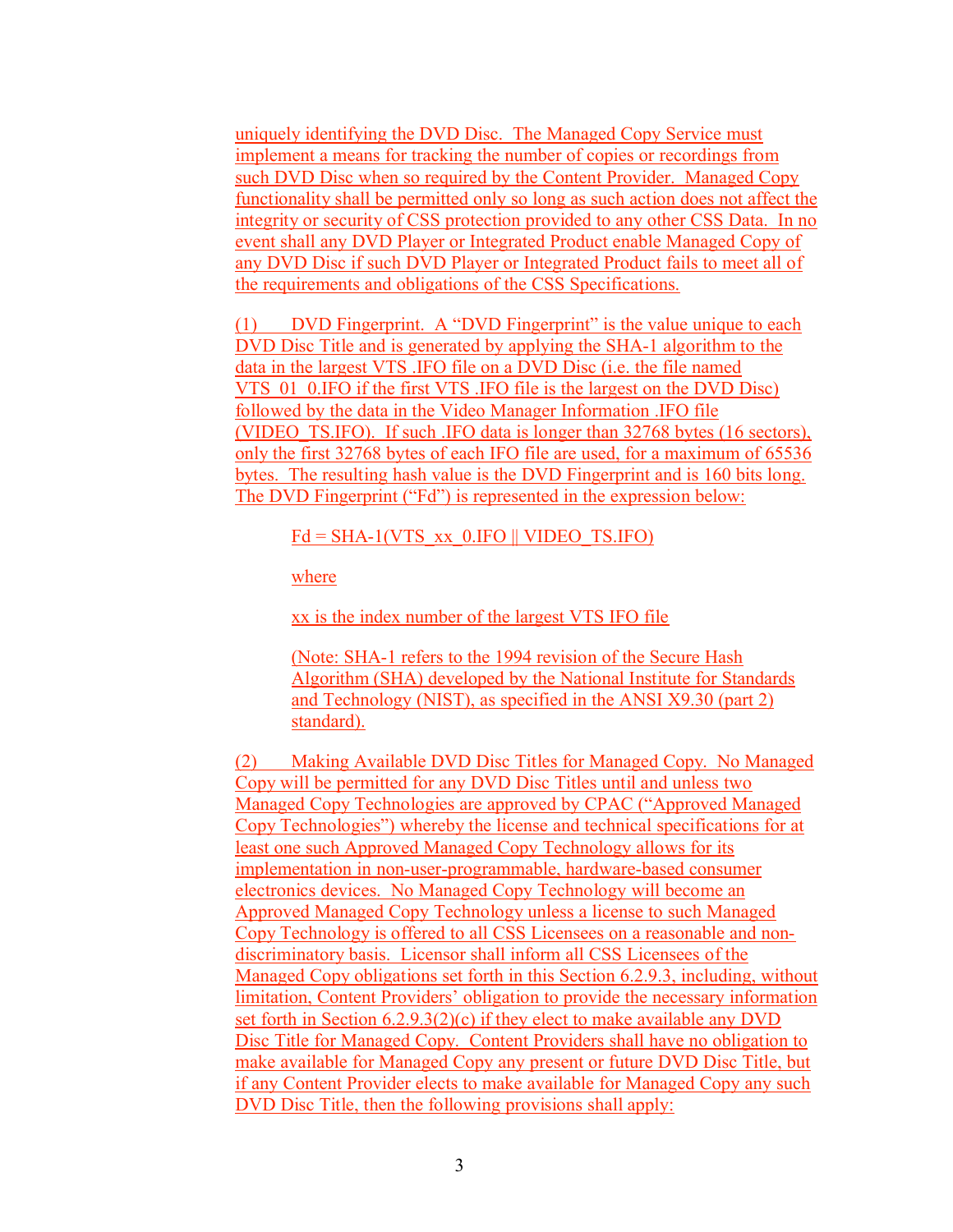uniquely identifying the DVD Disc. The Managed Copy Service must implement a means for tracking the number of copies or recordings from such DVD Disc when so required by the Content Provider. Managed Copy functionality shall be permitted only so long as such action does not affect the integrity or security of CSS protection provided to any other CSS Data. In no event shall any DVD Player or Integrated Product enable Managed Copy of any DVD Disc if such DVD Player or Integrated Product fails to meet all of the requirements and obligations of the CSS Specifications.

(1) DVD Fingerprint. A "DVD Fingerprint" is the value unique to each DVD Disc Title and is generated by applying the SHA-1 algorithm to the data in the largest VTS .IFO file on a DVD Disc (i.e. the file named VTS_01_0.IFO if the first VTS .IFO file is the largest on the DVD Disc) followed by the data in the Video Manager Information .IFO file (VIDEO_TS.IFO). If such .IFO data is longer than 32768 bytes (16 sectors), only the first 32768 bytes of each IFO file are used, for a maximum of 65536 bytes. The resulting hash value is the DVD Fingerprint and is 160 bits long. The DVD Fingerprint ("Fd") is represented in the expression below:

> Fd = SHA-1(VTS_xx_0.IFO || VIDEO_TS.IFO)
>
> where
>
> xx is the index number of the largest VTS IFO file
>
> (Note: SHA-1 refers to the 1994 revision of the Secure Hash Algorithm (SHA) developed by the National Institute for Standards and Technology (NIST), as specified in the ANSI X9.30 (part 2) standard).

(2) Making Available DVD Disc Titles for Managed Copy. No Managed Copy will be permitted for any DVD Disc Titles until and unless two Managed Copy Technologies are approved by CPAC ("Approved Managed Copy Technologies") whereby the license and technical specifications for at least one such Approved Managed Copy Technology allows for its implementation in non-user-programmable, hardware-based consumer electronics devices. No Managed Copy Technology will become an Approved Managed Copy Technology unless a license to such Managed Copy Technology is offered to all CSS Licensees on a reasonable and non-discriminatory basis. Licensor shall inform all CSS Licensees of the Managed Copy obligations set forth in this Section 6.2.9.3, including, without limitation, Content Providers' obligation to provide the necessary information set forth in Section 6.2.9.3(2)(c) if they elect to make available any DVD Disc Title for Managed Copy. Content Providers shall have no obligation to make available for Managed Copy any present or future DVD Disc Title, but if any Content Provider elects to make available for Managed Copy any such DVD Disc Title, then the following provisions shall apply: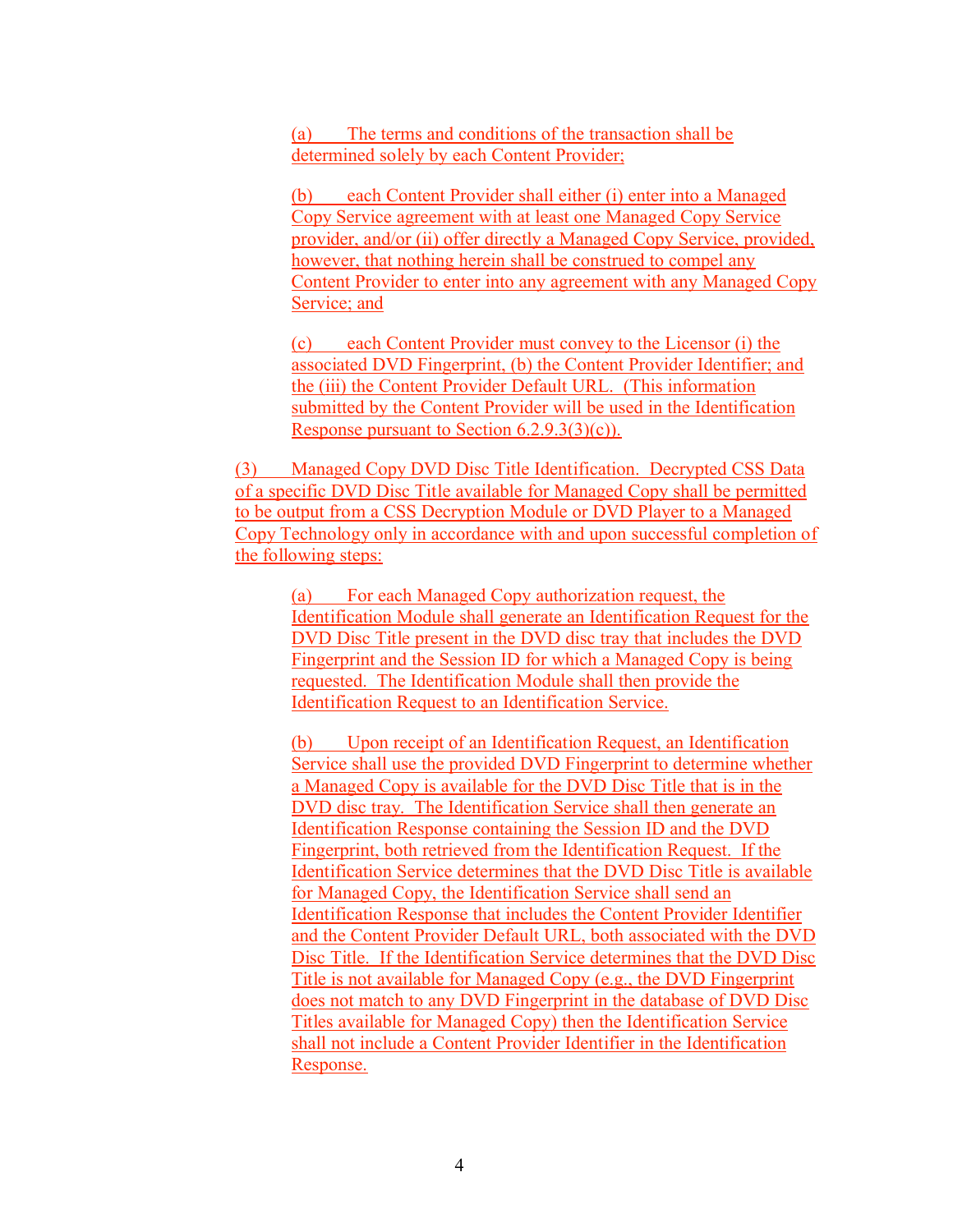(a) The terms and conditions of the transaction shall be determined solely by each Content Provider;

(b) each Content Provider shall either (i) enter into a Managed Copy Service agreement with at least one Managed Copy Service provider, and/or (ii) offer directly a Managed Copy Service, provided, however, that nothing herein shall be construed to compel any Content Provider to enter into any agreement with any Managed Copy Service; and

(c) each Content Provider must convey to the Licensor (i) the associated DVD Fingerprint, (b) the Content Provider Identifier; and the (iii) the Content Provider Default URL. (This information submitted by the Content Provider will be used in the Identification Response pursuant to Section 6.2.9.3(3)(c)).

(3) Managed Copy DVD Disc Title Identification. Decrypted CSS Data of a specific DVD Disc Title available for Managed Copy shall be permitted to be output from a CSS Decryption Module or DVD Player to a Managed Copy Technology only in accordance with and upon successful completion of the following steps:

(a) For each Managed Copy authorization request, the Identification Module shall generate an Identification Request for the DVD Disc Title present in the DVD disc tray that includes the DVD Fingerprint and the Session ID for which a Managed Copy is being requested. The Identification Module shall then provide the Identification Request to an Identification Service.

(b) Upon receipt of an Identification Request, an Identification Service shall use the provided DVD Fingerprint to determine whether a Managed Copy is available for the DVD Disc Title that is in the DVD disc tray. The Identification Service shall then generate an Identification Response containing the Session ID and the DVD Fingerprint, both retrieved from the Identification Request. If the Identification Service determines that the DVD Disc Title is available for Managed Copy, the Identification Service shall send an Identification Response that includes the Content Provider Identifier and the Content Provider Default URL, both associated with the DVD Disc Title. If the Identification Service determines that the DVD Disc Title is not available for Managed Copy (e.g., the DVD Fingerprint does not match to any DVD Fingerprint in the database of DVD Disc Titles available for Managed Copy) then the Identification Service shall not include a Content Provider Identifier in the Identification Response.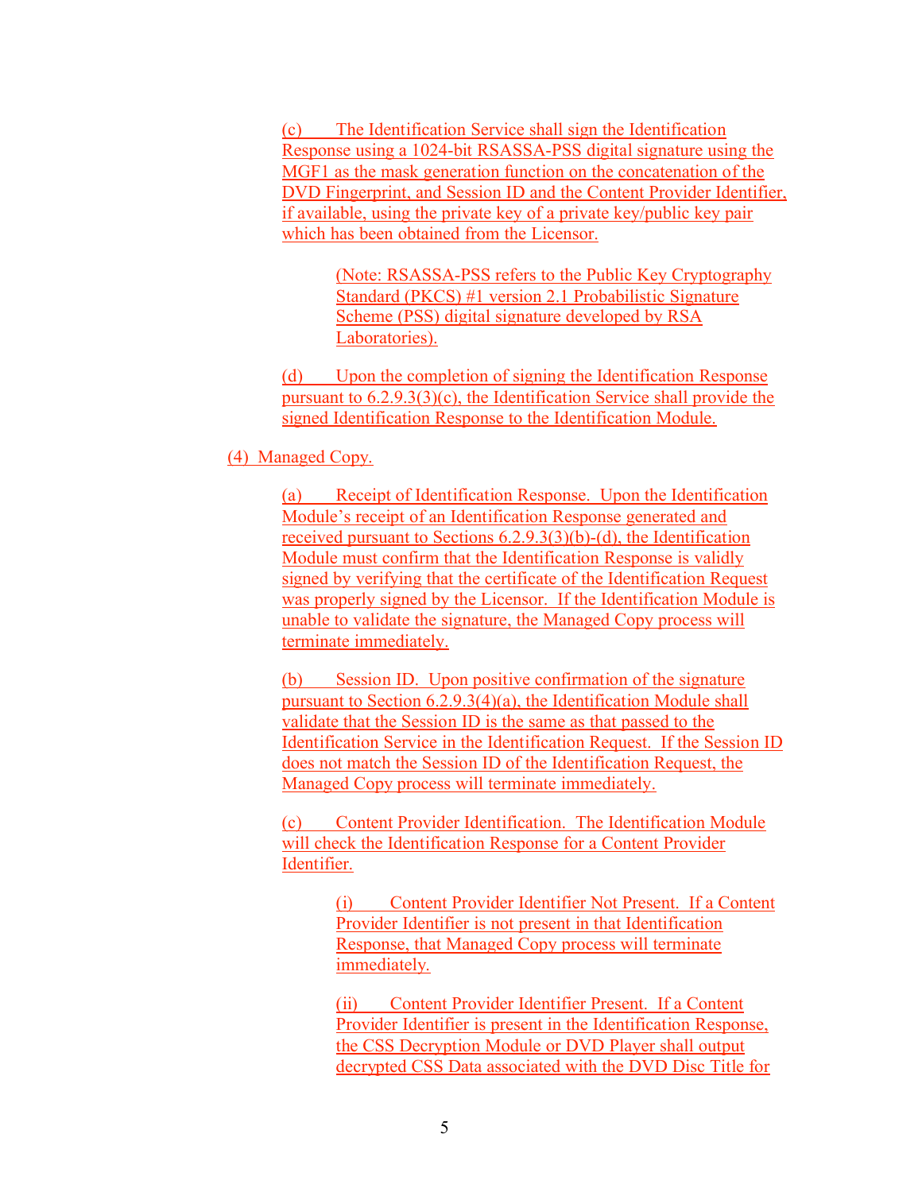(c) The Identification Service shall sign the Identification Response using a 1024-bit RSASSA-PSS digital signature using the MGF1 as the mask generation function on the concatenation of the DVD Fingerprint, and Session ID and the Content Provider Identifier, if available, using the private key of a private key/public key pair which has been obtained from the Licensor.

> (Note: RSASSA-PSS refers to the Public Key Cryptography Standard (PKCS) #1 version 2.1 Probabilistic Signature Scheme (PSS) digital signature developed by RSA Laboratories).

(d) Upon the completion of signing the Identification Response pursuant to 6.2.9.3(3)(c), the Identification Service shall provide the signed Identification Response to the Identification Module.

(4) Managed Copy.

(a) Receipt of Identification Response. Upon the Identification Module's receipt of an Identification Response generated and received pursuant to Sections 6.2.9.3(3)(b)-(d), the Identification Module must confirm that the Identification Response is validly signed by verifying that the certificate of the Identification Request was properly signed by the Licensor. If the Identification Module is unable to validate the signature, the Managed Copy process will terminate immediately.

(b) Session ID. Upon positive confirmation of the signature pursuant to Section 6.2.9.3(4)(a), the Identification Module shall validate that the Session ID is the same as that passed to the Identification Service in the Identification Request. If the Session ID does not match the Session ID of the Identification Request, the Managed Copy process will terminate immediately.

(c) Content Provider Identification. The Identification Module will check the Identification Response for a Content Provider Identifier.

> (i) Content Provider Identifier Not Present. If a Content Provider Identifier is not present in that Identification Response, that Managed Copy process will terminate immediately.
>
> (ii) Content Provider Identifier Present. If a Content Provider Identifier is present in the Identification Response, the CSS Decryption Module or DVD Player shall output decrypted CSS Data associated with the DVD Disc Title for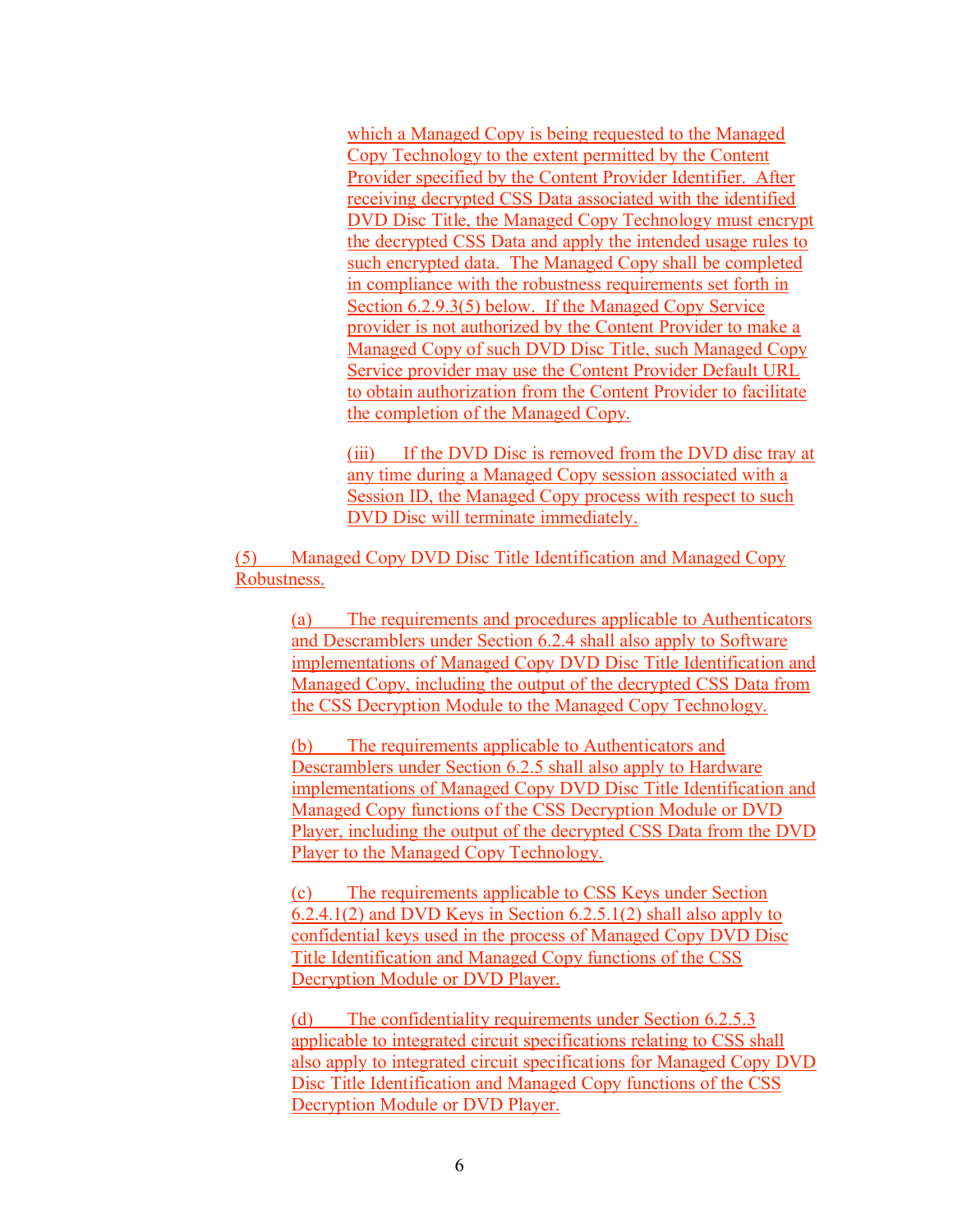which a Managed Copy is being requested to the Managed Copy Technology to the extent permitted by the Content Provider specified by the Content Provider Identifier. After receiving decrypted CSS Data associated with the identified DVD Disc Title, the Managed Copy Technology must encrypt the decrypted CSS Data and apply the intended usage rules to such encrypted data. The Managed Copy shall be completed in compliance with the robustness requirements set forth in Section 6.2.9.3(5) below. If the Managed Copy Service provider is not authorized by the Content Provider to make a Managed Copy of such DVD Disc Title, such Managed Copy Service provider may use the Content Provider Default URL to obtain authorization from the Content Provider to facilitate the completion of the Managed Copy.

(iii) If the DVD Disc is removed from the DVD disc tray at any time during a Managed Copy session associated with a Session ID, the Managed Copy process with respect to such DVD Disc will terminate immediately.

(5) Managed Copy DVD Disc Title Identification and Managed Copy Robustness.

(a) The requirements and procedures applicable to Authenticators and Descramblers under Section 6.2.4 shall also apply to Software implementations of Managed Copy DVD Disc Title Identification and Managed Copy, including the output of the decrypted CSS Data from the CSS Decryption Module to the Managed Copy Technology.

(b) The requirements applicable to Authenticators and Descramblers under Section 6.2.5 shall also apply to Hardware implementations of Managed Copy DVD Disc Title Identification and Managed Copy functions of the CSS Decryption Module or DVD Player, including the output of the decrypted CSS Data from the DVD Player to the Managed Copy Technology.

(c) The requirements applicable to CSS Keys under Section 6.2.4.1(2) and DVD Keys in Section 6.2.5.1(2) shall also apply to confidential keys used in the process of Managed Copy DVD Disc Title Identification and Managed Copy functions of the CSS Decryption Module or DVD Player.

(d) The confidentiality requirements under Section 6.2.5.3 applicable to integrated circuit specifications relating to CSS shall also apply to integrated circuit specifications for Managed Copy DVD Disc Title Identification and Managed Copy functions of the CSS Decryption Module or DVD Player.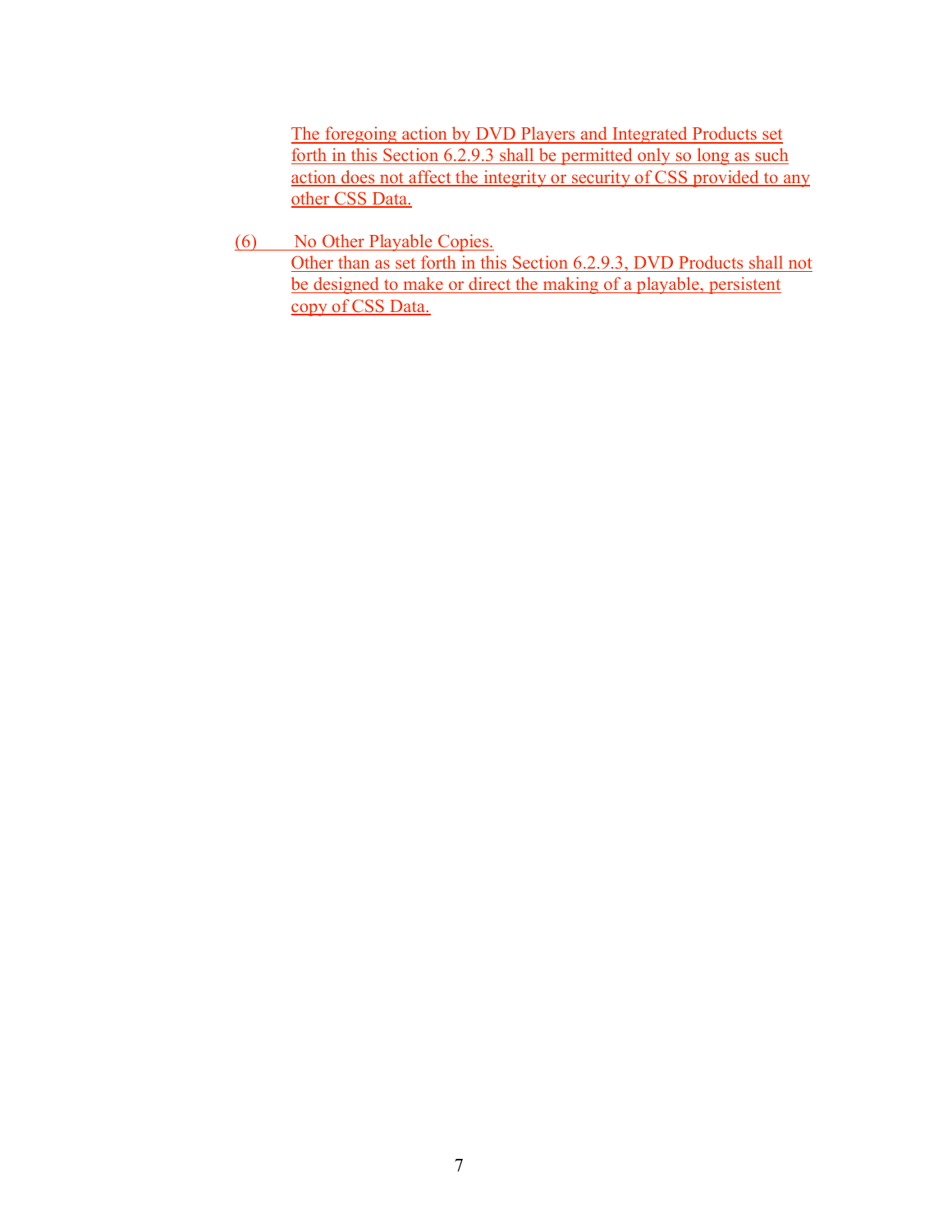The foregoing action by DVD Players and Integrated Products set forth in this Section 6.2.9.3 shall be permitted only so long as such action does not affect the integrity or security of CSS provided to any other CSS Data.

(6) No Other Playable Copies.

Other than as set forth in this Section 6.2.9.3, DVD Products shall not be designed to make or direct the making of a playable, persistent copy of CSS Data.